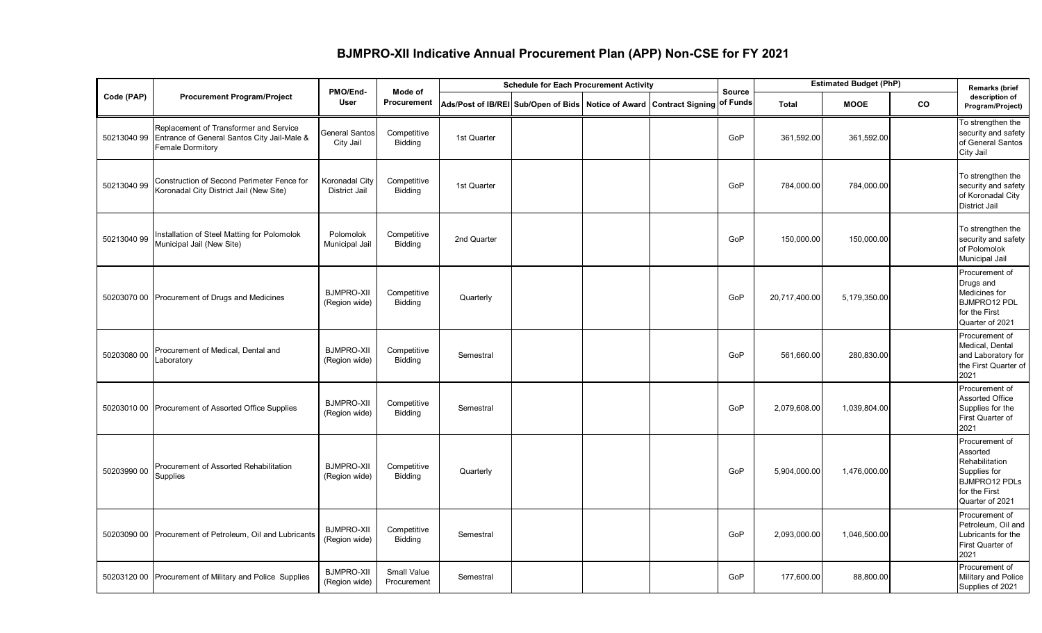# BJMPRO-XII Indicative Annual Procurement Plan (APP) Non-CSE for FY 2021

| Code (PAP) | Procurement Program/Project | PMO/End-User | Mode of Procurement | Schedule for Each Procurement Activity | | | | Source of Funds | Estimated Budget (PhP) | | | Remarks (brief description of Program/Project) |
|---|---|---|---|---|---|---|---|---|---|---|---|---|
| | | | | Ads/Post of IB/REI | Sub/Open of Bids | Notice of Award | Contract Signing | | Total | MOOE | CO | |
| 50213040 99 | Replacement of Transformer and Service Entrance of General Santos City Jail-Male & Female Dormitory | General Santos City Jail | Competitive Bidding | 1st Quarter | | | | GoP | 361,592.00 | 361,592.00 | | To strengthen the security and safety of General Santos City Jail |
| 50213040 99 | Construction of Second Perimeter Fence for Koronadal City District Jail (New Site) | Koronadal City District Jail | Competitive Bidding | 1st Quarter | | | | GoP | 784,000.00 | 784,000.00 | | To strengthen the security and safety of Koronadal City District Jail |
| 50213040 99 | Installation of Steel Matting for Polomolok Municipal Jail (New Site) | Polomolok Municipal Jail | Competitive Bidding | 2nd Quarter | | | | GoP | 150,000.00 | 150,000.00 | | To strengthen the security and safety of Polomolok Municipal Jail |
| 50203070 00 | Procurement of Drugs and Medicines | BJMPRO-XII (Region wide) | Competitive Bidding | Quarterly | | | | GoP | 20,717,400.00 | 5,179,350.00 | | Procurement of Drugs and Medicines for BJMPRO12 PDL for the First Quarter of 2021 |
| 50203080 00 | Procurement of Medical, Dental and Laboratory | BJMPRO-XII (Region wide) | Competitive Bidding | Semestral | | | | GoP | 561,660.00 | 280,830.00 | | Procurement of Medical, Dental and Laboratory for the First Quarter of 2021 |
| 50203010 00 | Procurement of Assorted Office Supplies | BJMPRO-XII (Region wide) | Competitive Bidding | Semestral | | | | GoP | 2,079,608.00 | 1,039,804.00 | | Procurement of Assorted Office Supplies for the First Quarter of 2021 |
| 50203990 00 | Procurement of Assorted Rehabilitation Supplies | BJMPRO-XII (Region wide) | Competitive Bidding | Quarterly | | | | GoP | 5,904,000.00 | 1,476,000.00 | | Procurement of Assorted Rehabilitation Supplies for BJMPRO12 PDLs for the First Quarter of 2021 |
| 50203090 00 | Procurement of Petroleum, Oil and Lubricants | BJMPRO-XII (Region wide) | Competitive Bidding | Semestral | | | | GoP | 2,093,000.00 | 1,046,500.00 | | Procurement of Petroleum, Oil and Lubricants for the First Quarter of 2021 |
| 50203120 00 | Procurement of Military and Police Supplies | BJMPRO-XII (Region wide) | Small Value Procurement | Semestral | | | | GoP | 177,600.00 | 88,800.00 | | Procurement of Military and Police Supplies of 2021 |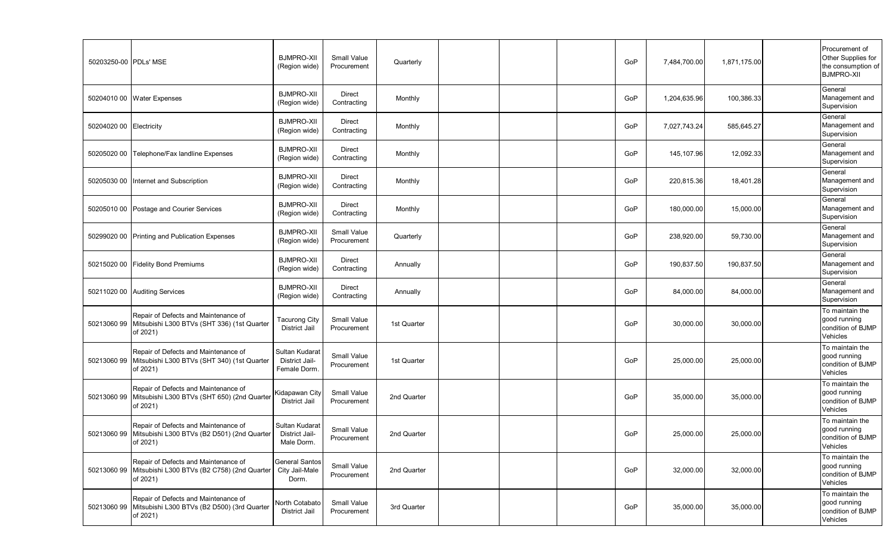| | | | | | | | | | | | | |
|---|---|---|---|---|---|---|---|---|---|---|---|---|
| 50203250-00 | PDLs' MSE | BJMPRO-XII (Region wide) | Small Value Procurement | Quarterly | | | | GoP | 7,484,700.00 | 1,871,175.00 | | Procurement of Other Supplies for the consumption of BJMPRO-XII |
| 50204010 00 | Water Expenses | BJMPRO-XII (Region wide) | Direct Contracting | Monthly | | | | GoP | 1,204,635.96 | 100,386.33 | | General Management and Supervision |
| 50204020 00 | Electricity | BJMPRO-XII (Region wide) | Direct Contracting | Monthly | | | | GoP | 7,027,743.24 | 585,645.27 | | General Management and Supervision |
| 50205020 00 | Telephone/Fax landline Expenses | BJMPRO-XII (Region wide) | Direct Contracting | Monthly | | | | GoP | 145,107.96 | 12,092.33 | | General Management and Supervision |
| 50205030 00 | Internet and Subscription | BJMPRO-XII (Region wide) | Direct Contracting | Monthly | | | | GoP | 220,815.36 | 18,401.28 | | General Management and Supervision |
| 50205010 00 | Postage and Courier Services | BJMPRO-XII (Region wide) | Direct Contracting | Monthly | | | | GoP | 180,000.00 | 15,000.00 | | General Management and Supervision |
| 50299020 00 | Printing and Publication Expenses | BJMPRO-XII (Region wide) | Small Value Procurement | Quarterly | | | | GoP | 238,920.00 | 59,730.00 | | General Management and Supervision |
| 50215020 00 | Fidelity Bond Premiums | BJMPRO-XII (Region wide) | Direct Contracting | Annually | | | | GoP | 190,837.50 | 190,837.50 | | General Management and Supervision |
| 50211020 00 | Auditing Services | BJMPRO-XII (Region wide) | Direct Contracting | Annually | | | | GoP | 84,000.00 | 84,000.00 | | General Management and Supervision |
| 50213060 99 | Repair of Defects and Maintenance of Mitsubishi L300 BTVs (SHT 336) (1st Quarter of 2021) | Tacurong City District Jail | Small Value Procurement | 1st Quarter | | | | GoP | 30,000.00 | 30,000.00 | | To maintain the good running condition of BJMP Vehicles |
| 50213060 99 | Repair of Defects and Maintenance of Mitsubishi L300 BTVs (SHT 340) (1st Quarter of 2021) | Sultan Kudarat District Jail-Female Dorm. | Small Value Procurement | 1st Quarter | | | | GoP | 25,000.00 | 25,000.00 | | To maintain the good running condition of BJMP Vehicles |
| 50213060 99 | Repair of Defects and Maintenance of Mitsubishi L300 BTVs (SHT 650) (2nd Quarter of 2021) | Kidapawan City District Jail | Small Value Procurement | 2nd Quarter | | | | GoP | 35,000.00 | 35,000.00 | | To maintain the good running condition of BJMP Vehicles |
| 50213060 99 | Repair of Defects and Maintenance of Mitsubishi L300 BTVs (B2 D501) (2nd Quarter of 2021) | Sultan Kudarat District Jail-Male Dorm. | Small Value Procurement | 2nd Quarter | | | | GoP | 25,000.00 | 25,000.00 | | To maintain the good running condition of BJMP Vehicles |
| 50213060 99 | Repair of Defects and Maintenance of Mitsubishi L300 BTVs (B2 C758) (2nd Quarter of 2021) | General Santos City Jail-Male Dorm. | Small Value Procurement | 2nd Quarter | | | | GoP | 32,000.00 | 32,000.00 | | To maintain the good running condition of BJMP Vehicles |
| 50213060 99 | Repair of Defects and Maintenance of Mitsubishi L300 BTVs (B2 D500) (3rd Quarter of 2021) | North Cotabato District Jail | Small Value Procurement | 3rd Quarter | | | | GoP | 35,000.00 | 35,000.00 | | To maintain the good running condition of BJMP Vehicles |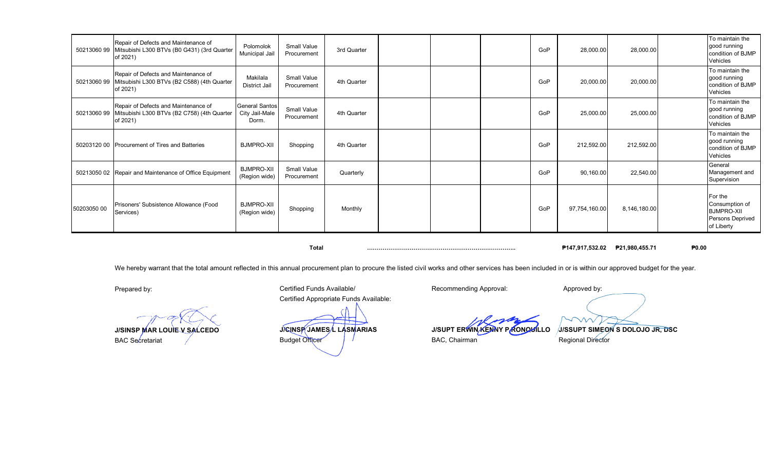| | | | | | | | | | | | | |
|---|---|---|---|---|---|---|---|---|---|---|---|---|
| 50213060 99 | Repair of Defects and Maintenance of Mitsubishi L300 BTVs (B0 G431) (3rd Quarter of 2021) | Polomolok Municipal Jail | Small Value Procurement | 3rd Quarter | | | | GoP | 28,000.00 | 28,000.00 | | To maintain the good running condition of BJMP Vehicles |
| 50213060 99 | Repair of Defects and Maintenance of Mitsubishi L300 BTVs (B2 C588) (4th Quarter of 2021) | Makilala District Jail | Small Value Procurement | 4th Quarter | | | | GoP | 20,000.00 | 20,000.00 | | To maintain the good running condition of BJMP Vehicles |
| 50213060 99 | Repair of Defects and Maintenance of Mitsubishi L300 BTVs (B2 C758) (4th Quarter of 2021) | General Santos City Jail-Male Dorm. | Small Value Procurement | 4th Quarter | | | | GoP | 25,000.00 | 25,000.00 | | To maintain the good running condition of BJMP Vehicles |
| 50203120 00 | Procurement of Tires and Batteries | BJMPRO-XII | Shopping | 4th Quarter | | | | GoP | 212,592.00 | 212,592.00 | | To maintain the good running condition of BJMP Vehicles |
| 50213050 02 | Repair and Maintenance of Office Equipment | BJMPRO-XII (Region wide) | Small Value Procurement | Quarterly | | | | GoP | 90,160.00 | 22,540.00 | | General Management and Supervision |
| 50203050 00 | Prisoners' Subsistence Allowance (Food Services) | BJMPRO-XII (Region wide) | Shopping | Monthly | | | | GoP | 97,754,160.00 | 8,146,180.00 | | For the Consumption of BJMPRO-XII Persons Deprived of Liberty |
| | | | | **Total** | ........................................................................... | | | | **₱147,917,532.02** | **₱21,980,455.71** | **₱0.00** | |

We hereby warrant that the total amount reflected in this annual procurement plan to procure the listed civil works and other services has been included in or is within our approved budget for the year.

Prepared by:

**J/SINSP MAR LOUIE V SALCEDO**
BAC Secretariat

Certified Funds Available/
Certified Appropriate Funds Available:

**J/CINSP JAMES L LASMARIAS**
Budget Officer

Recommending Approval:

**J/SUPT ERWIN KENNY P RONQUILLO**
BAC, Chairman

Approved by:

**J/SSUPT SIMEON S DOLOJO JR, DSC**
Regional Director